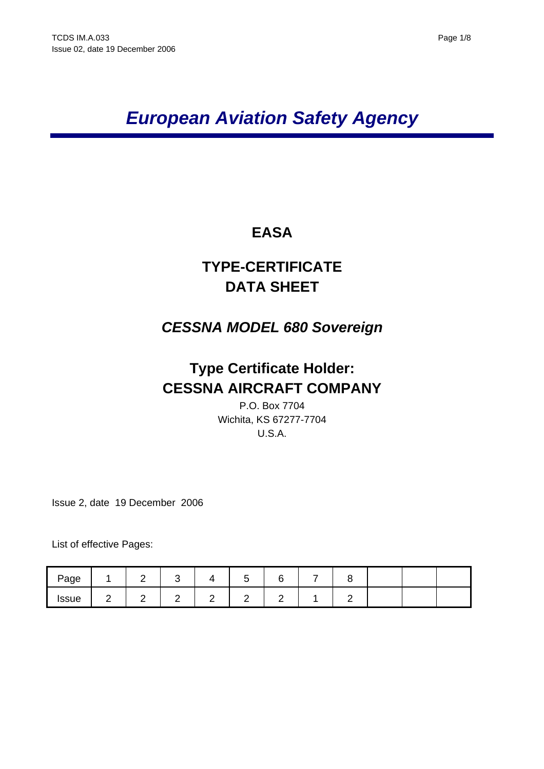# *European Aviation Safety Agency*

## EASA

## TYPE-CERTIFICATE DATA SHEET

## *CESSNA MODEL 680 Sovereign*

## Type Certificate Holder: CESSNA AIRCRAFT COMPANY

P.O. Box 7704
Wichita, KS 67277-7704
U.S.A.

Issue 2, date 19 December 2006

List of effective Pages:

| Page | 1 | 2 | 3 | 4 | 5 | 6 | 7 | 8 | | | |
|---|---|---|---|---|---|---|---|---|---|---|---|
| Issue | 2 | 2 | 2 | 2 | 2 | 2 | 1 | 2 | | | |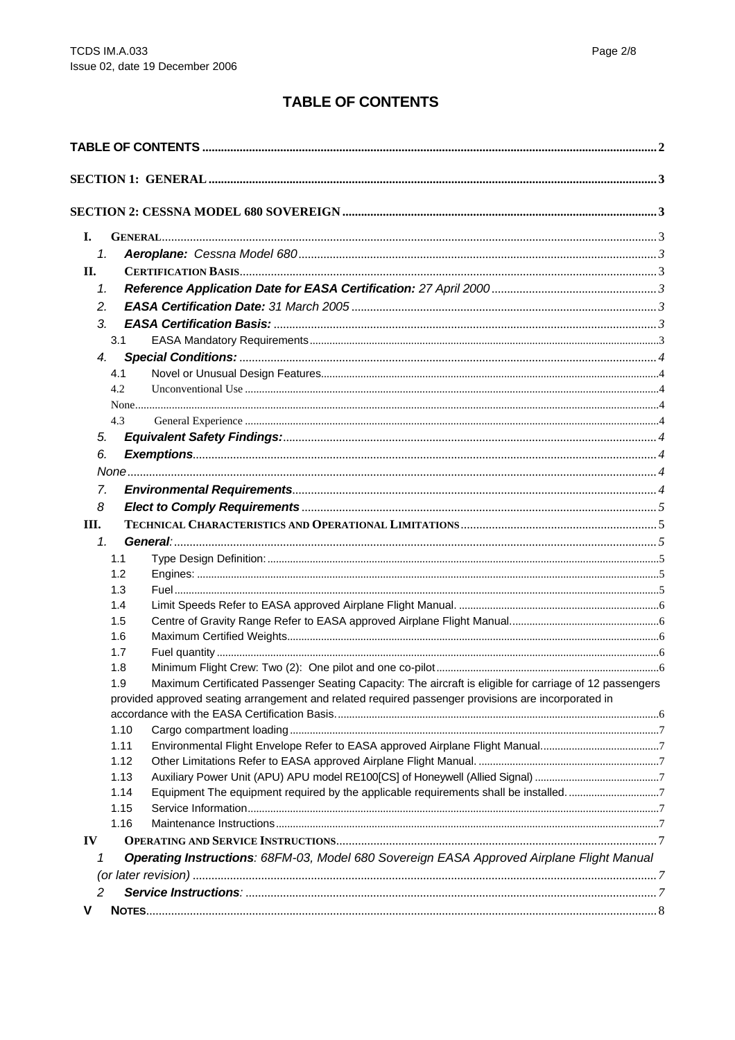# TABLE OF CONTENTS

TABLE OF CONTENTS ........ 2

SECTION 1: GENERAL ........ 3

SECTION 2: CESSNA MODEL 680 SOVEREIGN ........ 3

- I. GENERAL ........ 3
  - 1. **Aeroplane:** *Cessna Model 680* ........ 3
- II. CERTIFICATION BASIS ........ 3
  - 1. **Reference Application Date for EASA Certification:** *27 April 2000* ........ 3
  - 2. **EASA Certification Date:** *31 March 2005* ........ 3
  - 3. **EASA Certification Basis:** ........ 3
    - 3.1 EASA Mandatory Requirements ........ 3
  - 4. **Special Conditions:** ........ 4
    - 4.1 Novel or Unusual Design Features ........ 4
    - 4.2 Unconventional Use ........ 4
    - None ........ 4
    - 4.3 General Experience ........ 4
  - 5. **Equivalent Safety Findings:** ........ 4
  - 6. **Exemptions** ........ 4
  - *None* ........ 4
  - 7. **Environmental Requirements** ........ 4
  - 8 **Elect to Comply Requirements** ........ 5
- III. TECHNICAL CHARACTERISTICS AND OPERATIONAL LIMITATIONS ........ 5
  - 1. **General**: ........ 5
    - 1.1 Type Design Definition: ........ 5
    - 1.2 Engines: ........ 5
    - 1.3 Fuel ........ 5
    - 1.4 Limit Speeds Refer to EASA approved Airplane Flight Manual. ........ 6
    - 1.5 Centre of Gravity Range Refer to EASA approved Airplane Flight Manual. ........ 6
    - 1.6 Maximum Certified Weights ........ 6
    - 1.7 Fuel quantity ........ 6
    - 1.8 Minimum Flight Crew: Two (2): One pilot and one co-pilot ........ 6
    - 1.9 Maximum Certificated Passenger Seating Capacity: The aircraft is eligible for carriage of 12 passengers provided approved seating arrangement and related required passenger provisions are incorporated in accordance with the EASA Certification Basis. ........ 6
    - 1.10 Cargo compartment loading ........ 7
    - 1.11 Environmental Flight Envelope Refer to EASA approved Airplane Flight Manual. ........ 7
    - 1.12 Other Limitations Refer to EASA approved Airplane Flight Manual. ........ 7
    - 1.13 Auxiliary Power Unit (APU) APU model RE100[CS] of Honeywell (Allied Signal) ........ 7
    - 1.14 Equipment The equipment required by the applicable requirements shall be installed. ........ 7
    - 1.15 Service Information ........ 7
    - 1.16 Maintenance Instructions ........ 7
- IV OPERATING AND SERVICE INSTRUCTIONS ........ 7
  - 1 **Operating Instructions**: *68FM-03, Model 680 Sovereign EASA Approved Airplane Flight Manual (or later revision)* ........ 7
  - 2 **Service Instructions**: ........ 7
- V NOTES ........ 8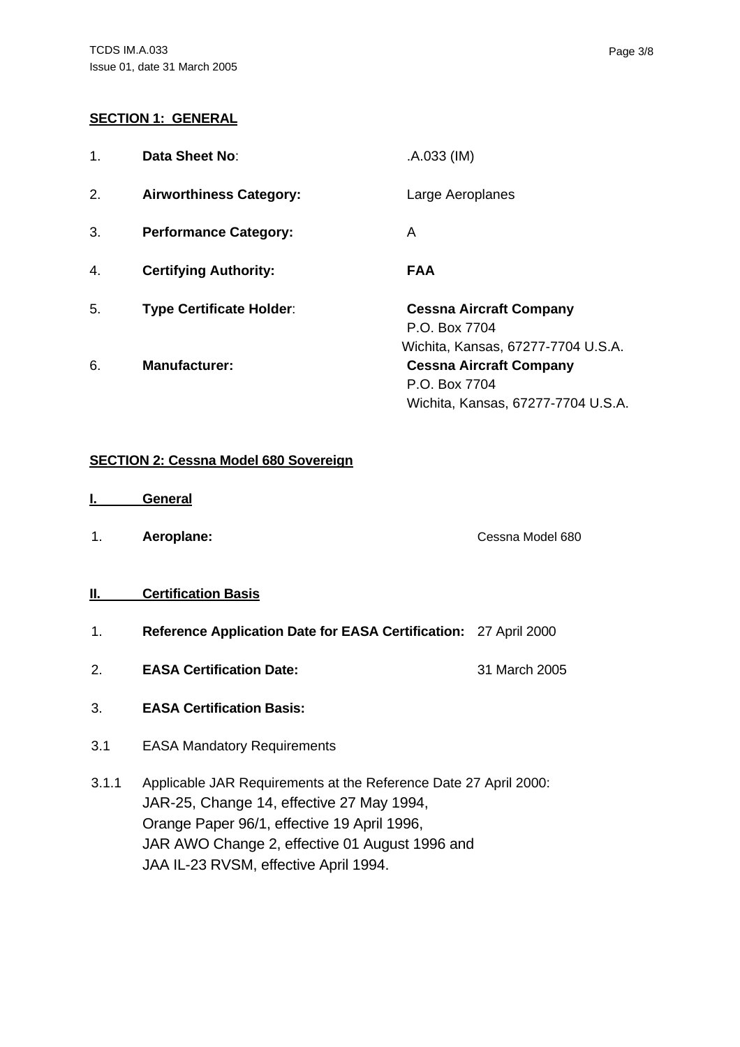## SECTION 1: GENERAL

1. **Data Sheet No**: .A.033 (IM)

2. **Airworthiness Category:** Large Aeroplanes

3. **Performance Category:** A

4. **Certifying Authority:** **FAA**

5. **Type Certificate Holder**: **Cessna Aircraft Company**
   P.O. Box 7704
   Wichita, Kansas, 67277-7704 U.S.A.

6. **Manufacturer:** **Cessna Aircraft Company**
   P.O. Box 7704
   Wichita, Kansas, 67277-7704 U.S.A.

## SECTION 2: Cessna Model 680 Sovereign

### I. General

1. **Aeroplane:** Cessna Model 680

### II. Certification Basis

1. **Reference Application Date for EASA Certification:** 27 April 2000

2. **EASA Certification Date:** 31 March 2005

3. **EASA Certification Basis:**

3.1 EASA Mandatory Requirements

3.1.1 Applicable JAR Requirements at the Reference Date 27 April 2000:
JAR-25, Change 14, effective 27 May 1994,
Orange Paper 96/1, effective 19 April 1996,
JAR AWO Change 2, effective 01 August 1996 and
JAA IL-23 RVSM, effective April 1994.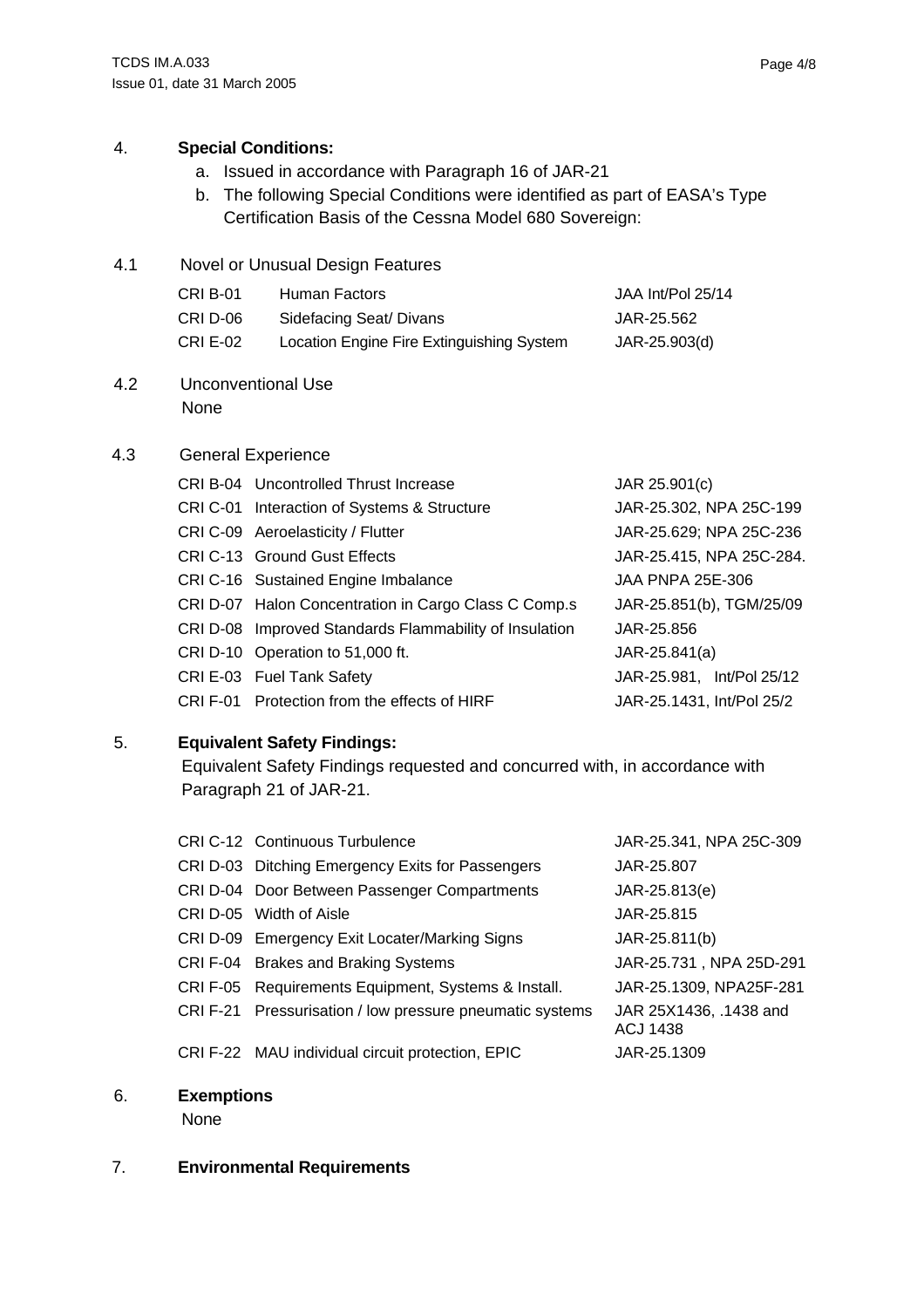## 4. Special Conditions:

a. Issued in accordance with Paragraph 16 of JAR-21
b. The following Special Conditions were identified as part of EASA's Type Certification Basis of the Cessna Model 680 Sovereign:

### 4.1 Novel or Unusual Design Features

| | | |
|---|---|---|
| CRI B-01 | Human Factors | JAA Int/Pol 25/14 |
| CRI D-06 | Sidefacing Seat/ Divans | JAR-25.562 |
| CRI E-02 | Location Engine Fire Extinguishing System | JAR-25.903(d) |

### 4.2 Unconventional Use

None

### 4.3 General Experience

| | | |
|---|---|---|
| CRI B-04 | Uncontrolled Thrust Increase | JAR 25.901(c) |
| CRI C-01 | Interaction of Systems & Structure | JAR-25.302, NPA 25C-199 |
| CRI C-09 | Aeroelasticity / Flutter | JAR-25.629; NPA 25C-236 |
| CRI C-13 | Ground Gust Effects | JAR-25.415, NPA 25C-284. |
| CRI C-16 | Sustained Engine Imbalance | JAA PNPA 25E-306 |
| CRI D-07 | Halon Concentration in Cargo Class C Comp.s | JAR-25.851(b), TGM/25/09 |
| CRI D-08 | Improved Standards Flammability of Insulation | JAR-25.856 |
| CRI D-10 | Operation to 51,000 ft. | JAR-25.841(a) |
| CRI E-03 | Fuel Tank Safety | JAR-25.981, Int/Pol 25/12 |
| CRI F-01 | Protection from the effects of HIRF | JAR-25.1431, Int/Pol 25/2 |

## 5. Equivalent Safety Findings:

Equivalent Safety Findings requested and concurred with, in accordance with Paragraph 21 of JAR-21.

| | | |
|---|---|---|
| CRI C-12 | Continuous Turbulence | JAR-25.341, NPA 25C-309 |
| CRI D-03 | Ditching Emergency Exits for Passengers | JAR-25.807 |
| CRI D-04 | Door Between Passenger Compartments | JAR-25.813(e) |
| CRI D-05 | Width of Aisle | JAR-25.815 |
| CRI D-09 | Emergency Exit Locater/Marking Signs | JAR-25.811(b) |
| CRI F-04 | Brakes and Braking Systems | JAR-25.731 , NPA 25D-291 |
| CRI F-05 | Requirements Equipment, Systems & Install. | JAR-25.1309, NPA25F-281 |
| CRI F-21 | Pressurisation / low pressure pneumatic systems | JAR 25X1436, .1438 and ACJ 1438 |
| CRI F-22 | MAU individual circuit protection, EPIC | JAR-25.1309 |

## 6. Exemptions

None

## 7. Environmental Requirements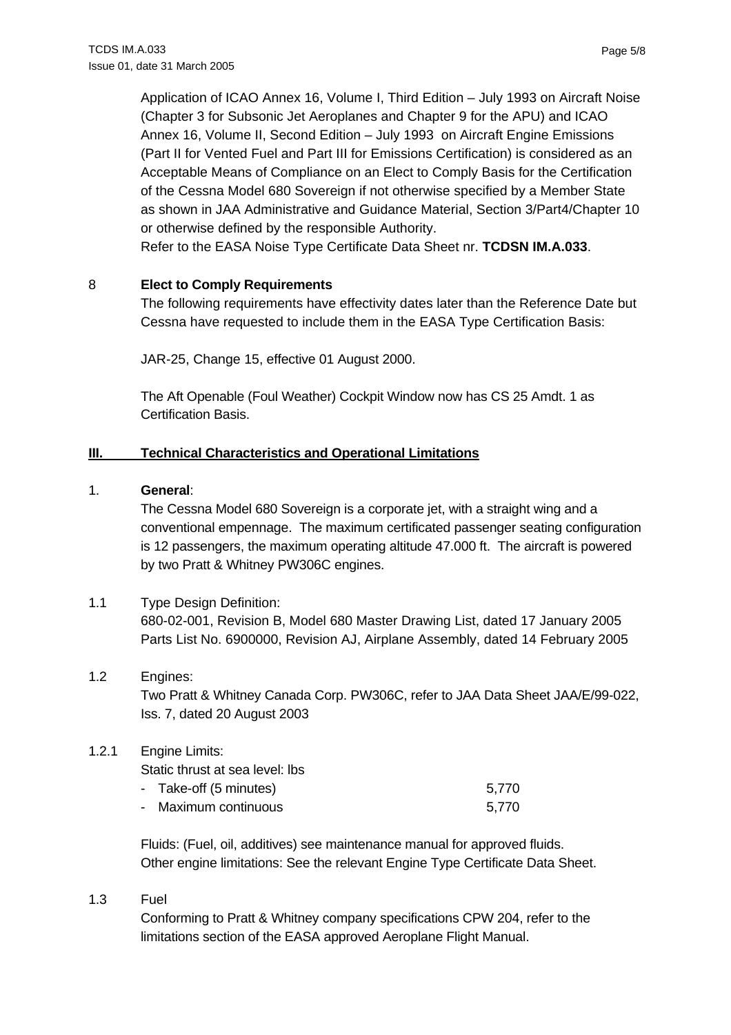Application of ICAO Annex 16, Volume I, Third Edition – July 1993 on Aircraft Noise (Chapter 3 for Subsonic Jet Aeroplanes and Chapter 9 for the APU) and ICAO Annex 16, Volume II, Second Edition – July 1993 on Aircraft Engine Emissions (Part II for Vented Fuel and Part III for Emissions Certification) is considered as an Acceptable Means of Compliance on an Elect to Comply Basis for the Certification of the Cessna Model 680 Sovereign if not otherwise specified by a Member State as shown in JAA Administrative and Guidance Material, Section 3/Part4/Chapter 10 or otherwise defined by the responsible Authority.
Refer to the EASA Noise Type Certificate Data Sheet nr. **TCDSN IM.A.033**.

8 **Elect to Comply Requirements**

The following requirements have effectivity dates later than the Reference Date but Cessna have requested to include them in the EASA Type Certification Basis:

JAR-25, Change 15, effective 01 August 2000.

The Aft Openable (Foul Weather) Cockpit Window now has CS 25 Amdt. 1 as Certification Basis.

## III. Technical Characteristics and Operational Limitations

1. **General**:

The Cessna Model 680 Sovereign is a corporate jet, with a straight wing and a conventional empennage. The maximum certificated passenger seating configuration is 12 passengers, the maximum operating altitude 47.000 ft. The aircraft is powered by two Pratt & Whitney PW306C engines.

1.1 Type Design Definition:

680-02-001, Revision B, Model 680 Master Drawing List, dated 17 January 2005
Parts List No. 6900000, Revision AJ, Airplane Assembly, dated 14 February 2005

1.2 Engines:

Two Pratt & Whitney Canada Corp. PW306C, refer to JAA Data Sheet JAA/E/99-022, Iss. 7, dated 20 August 2003

1.2.1 Engine Limits:

Static thrust at sea level: lbs

| | |
|---|---|
| - Take-off (5 minutes) | 5,770 |
| - Maximum continuous | 5,770 |

Fluids: (Fuel, oil, additives) see maintenance manual for approved fluids.
Other engine limitations: See the relevant Engine Type Certificate Data Sheet.

1.3 Fuel

Conforming to Pratt & Whitney company specifications CPW 204, refer to the limitations section of the EASA approved Aeroplane Flight Manual.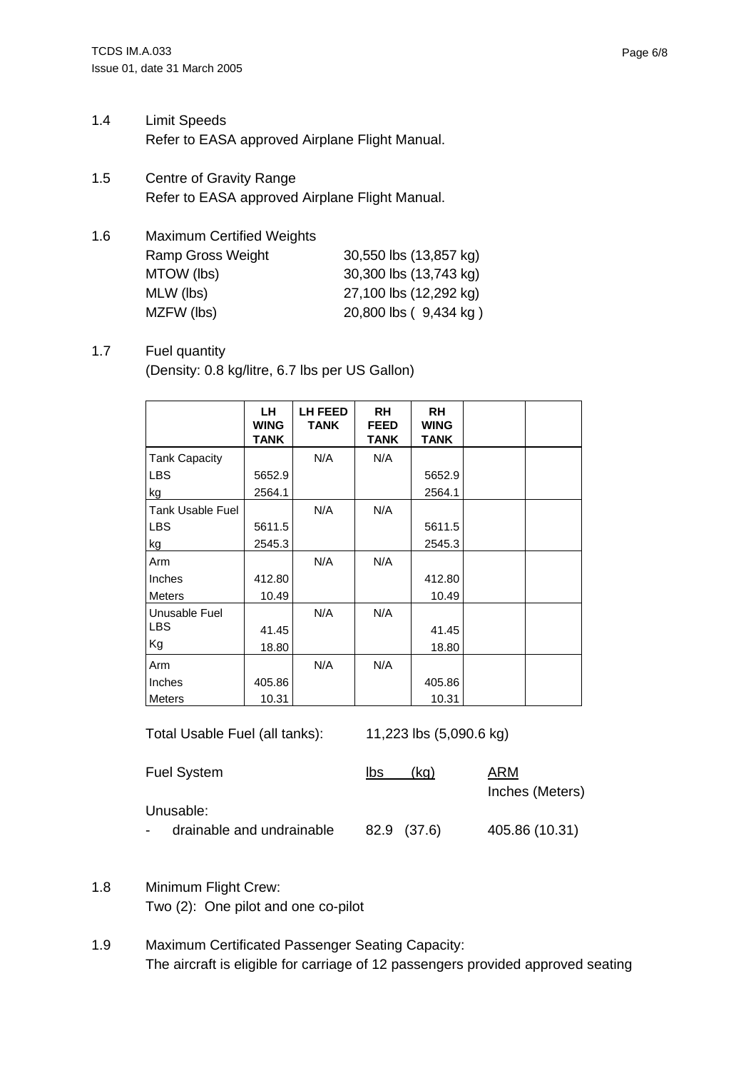1.4 Limit Speeds

Refer to EASA approved Airplane Flight Manual.

1.5 Centre of Gravity Range

Refer to EASA approved Airplane Flight Manual.

1.6 Maximum Certified Weights

| | |
|---|---|
| Ramp Gross Weight | 30,550 lbs (13,857 kg) |
| MTOW (lbs) | 30,300 lbs (13,743 kg) |
| MLW (lbs) | 27,100 lbs (12,292 kg) |
| MZFW (lbs) | 20,800 lbs ( 9,434 kg ) |

1.7 Fuel quantity

(Density: 0.8 kg/litre, 6.7 lbs per US Gallon)

| | LH WING TANK | LH FEED TANK | RH FEED TANK | RH WING TANK | | |
|---|---|---|---|---|---|---|
| Tank Capacity | | N/A | N/A | | | |
| LBS | 5652.9 | | | 5652.9 | | |
| kg | 2564.1 | | | 2564.1 | | |
| Tank Usable Fuel | | N/A | N/A | | | |
| LBS | 5611.5 | | | 5611.5 | | |
| kg | 2545.3 | | | 2545.3 | | |
| Arm | | N/A | N/A | | | |
| Inches | 412.80 | | | 412.80 | | |
| Meters | 10.49 | | | 10.49 | | |
| Unusable Fuel | | N/A | N/A | | | |
| LBS | 41.45 | | | 41.45 | | |
| Kg | 18.80 | | | 18.80 | | |
| Arm | | N/A | N/A | | | |
| Inches | 405.86 | | | 405.86 | | |
| Meters | 10.31 | | | 10.31 | | |

Total Usable Fuel (all tanks): 11,223 lbs (5,090.6 kg)

| Fuel System | lbs (kg) | ARM Inches (Meters) |
|---|---|---|
| Unusable: | | |
| - drainable and undrainable | 82.9 (37.6) | 405.86 (10.31) |

1.8 Minimum Flight Crew:

Two (2): One pilot and one co-pilot

1.9 Maximum Certificated Passenger Seating Capacity:

The aircraft is eligible for carriage of 12 passengers provided approved seating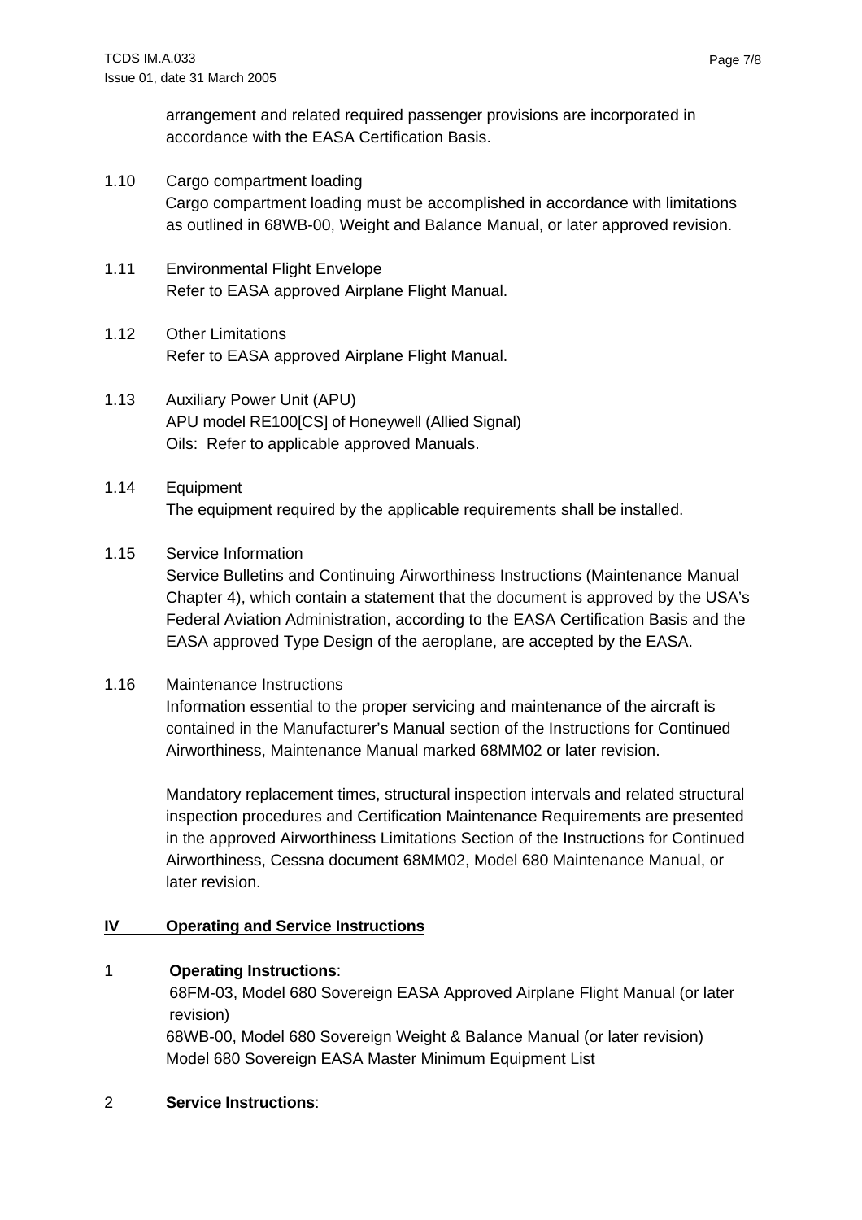arrangement and related required passenger provisions are incorporated in accordance with the EASA Certification Basis.

1.10 Cargo compartment loading
Cargo compartment loading must be accomplished in accordance with limitations as outlined in 68WB-00, Weight and Balance Manual, or later approved revision.

1.11 Environmental Flight Envelope
Refer to EASA approved Airplane Flight Manual.

1.12 Other Limitations
Refer to EASA approved Airplane Flight Manual.

1.13 Auxiliary Power Unit (APU)
APU model RE100[CS] of Honeywell (Allied Signal)
Oils: Refer to applicable approved Manuals.

1.14 Equipment
The equipment required by the applicable requirements shall be installed.

1.15 Service Information
Service Bulletins and Continuing Airworthiness Instructions (Maintenance Manual Chapter 4), which contain a statement that the document is approved by the USA's Federal Aviation Administration, according to the EASA Certification Basis and the EASA approved Type Design of the aeroplane, are accepted by the EASA.

1.16 Maintenance Instructions
Information essential to the proper servicing and maintenance of the aircraft is contained in the Manufacturer's Manual section of the Instructions for Continued Airworthiness, Maintenance Manual marked 68MM02 or later revision.

Mandatory replacement times, structural inspection intervals and related structural inspection procedures and Certification Maintenance Requirements are presented in the approved Airworthiness Limitations Section of the Instructions for Continued Airworthiness, Cessna document 68MM02, Model 680 Maintenance Manual, or later revision.

## IV Operating and Service Instructions

1 **Operating Instructions**:
68FM-03, Model 680 Sovereign EASA Approved Airplane Flight Manual (or later revision)
68WB-00, Model 680 Sovereign Weight & Balance Manual (or later revision)
Model 680 Sovereign EASA Master Minimum Equipment List

2 **Service Instructions**: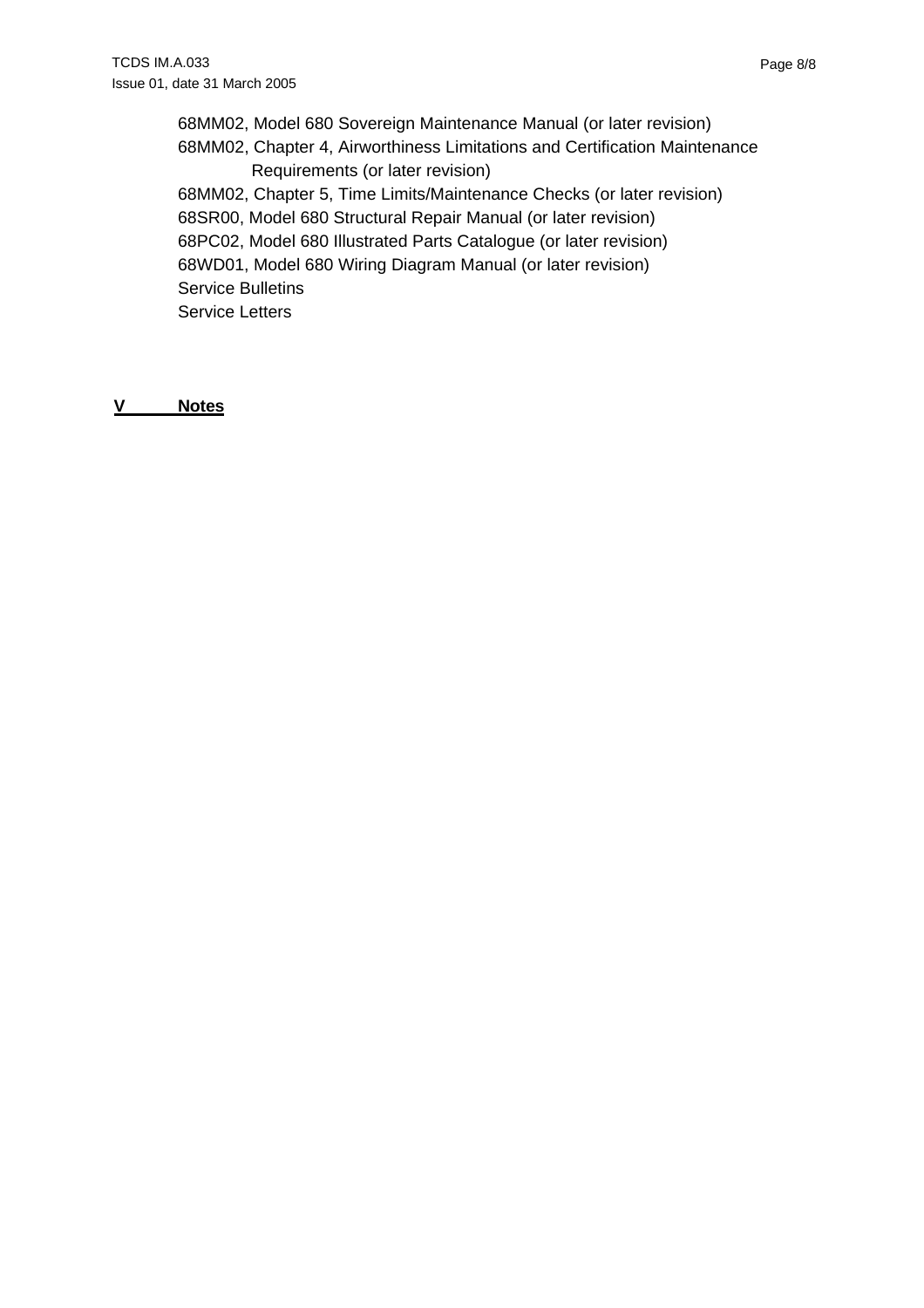68MM02, Model 680 Sovereign Maintenance Manual (or later revision)
68MM02, Chapter 4, Airworthiness Limitations and Certification Maintenance Requirements (or later revision)
68MM02, Chapter 5, Time Limits/Maintenance Checks (or later revision)
68SR00, Model 680 Structural Repair Manual (or later revision)
68PC02, Model 680 Illustrated Parts Catalogue (or later revision)
68WD01, Model 680 Wiring Diagram Manual (or later revision)
Service Bulletins
Service Letters

## V Notes